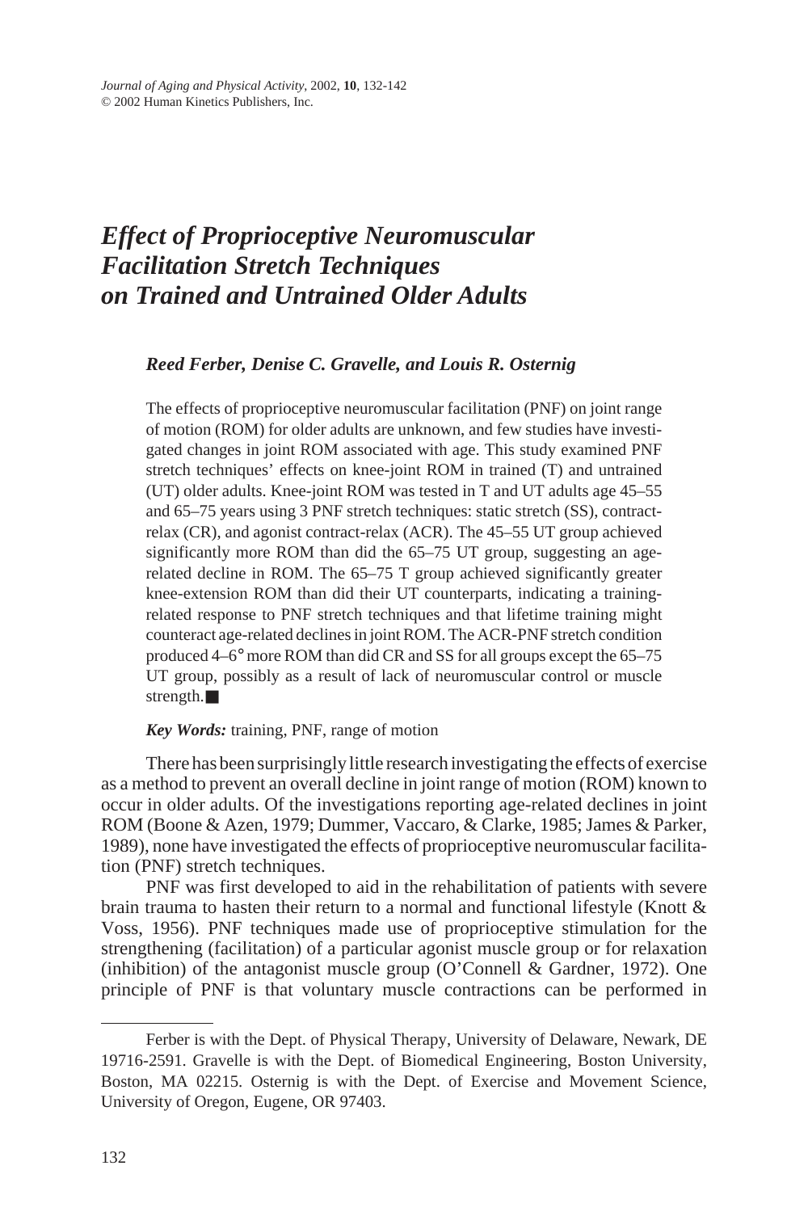# *Effect of Proprioceptive Neuromuscular Facilitation Stretch Techniques on Trained and Untrained Older Adults*

***Reed Ferber, Denise C. Gravelle, and Louis R. Osternig***

The effects of proprioceptive neuromuscular facilitation (PNF) on joint range of motion (ROM) for older adults are unknown, and few studies have investigated changes in joint ROM associated with age. This study examined PNF stretch techniques' effects on knee-joint ROM in trained (T) and untrained (UT) older adults. Knee-joint ROM was tested in T and UT adults age 45–55 and 65–75 years using 3 PNF stretch techniques: static stretch (SS), contract-relax (CR), and agonist contract-relax (ACR). The 45–55 UT group achieved significantly more ROM than did the 65–75 UT group, suggesting an age-related decline in ROM. The 65–75 T group achieved significantly greater knee-extension ROM than did their UT counterparts, indicating a training-related response to PNF stretch techniques and that lifetime training might counteract age-related declines in joint ROM. The ACR-PNF stretch condition produced 4–6° more ROM than did CR and SS for all groups except the 65–75 UT group, possibly as a result of lack of neuromuscular control or muscle strength.■

***Key Words:*** training, PNF, range of motion

There has been surprisingly little research investigating the effects of exercise as a method to prevent an overall decline in joint range of motion (ROM) known to occur in older adults. Of the investigations reporting age-related declines in joint ROM (Boone & Azen, 1979; Dummer, Vaccaro, & Clarke, 1985; James & Parker, 1989), none have investigated the effects of proprioceptive neuromuscular facilitation (PNF) stretch techniques.

PNF was first developed to aid in the rehabilitation of patients with severe brain trauma to hasten their return to a normal and functional lifestyle (Knott & Voss, 1956). PNF techniques made use of proprioceptive stimulation for the strengthening (facilitation) of a particular agonist muscle group or for relaxation (inhibition) of the antagonist muscle group (O'Connell & Gardner, 1972). One principle of PNF is that voluntary muscle contractions can be performed in

---

Ferber is with the Dept. of Physical Therapy, University of Delaware, Newark, DE 19716-2591. Gravelle is with the Dept. of Biomedical Engineering, Boston University, Boston, MA 02215. Osternig is with the Dept. of Exercise and Movement Science, University of Oregon, Eugene, OR 97403.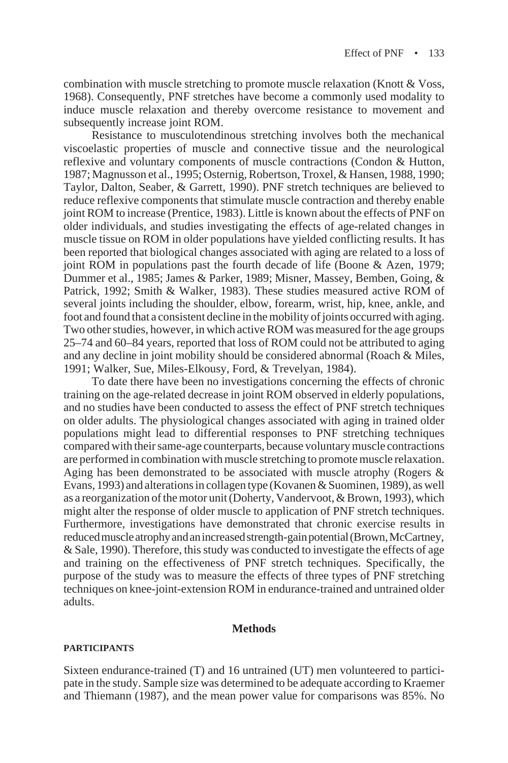combination with muscle stretching to promote muscle relaxation (Knott & Voss, 1968). Consequently, PNF stretches have become a commonly used modality to induce muscle relaxation and thereby overcome resistance to movement and subsequently increase joint ROM.

Resistance to musculotendinous stretching involves both the mechanical viscoelastic properties of muscle and connective tissue and the neurological reflexive and voluntary components of muscle contractions (Condon & Hutton, 1987; Magnusson et al., 1995; Osternig, Robertson, Troxel, & Hansen, 1988, 1990; Taylor, Dalton, Seaber, & Garrett, 1990). PNF stretch techniques are believed to reduce reflexive components that stimulate muscle contraction and thereby enable joint ROM to increase (Prentice, 1983). Little is known about the effects of PNF on older individuals, and studies investigating the effects of age-related changes in muscle tissue on ROM in older populations have yielded conflicting results. It has been reported that biological changes associated with aging are related to a loss of joint ROM in populations past the fourth decade of life (Boone & Azen, 1979; Dummer et al., 1985; James & Parker, 1989; Misner, Massey, Bemben, Going, & Patrick, 1992; Smith & Walker, 1983). These studies measured active ROM of several joints including the shoulder, elbow, forearm, wrist, hip, knee, ankle, and foot and found that a consistent decline in the mobility of joints occurred with aging. Two other studies, however, in which active ROM was measured for the age groups 25–74 and 60–84 years, reported that loss of ROM could not be attributed to aging and any decline in joint mobility should be considered abnormal (Roach & Miles, 1991; Walker, Sue, Miles-Elkousy, Ford, & Trevelyan, 1984).

To date there have been no investigations concerning the effects of chronic training on the age-related decrease in joint ROM observed in elderly populations, and no studies have been conducted to assess the effect of PNF stretch techniques on older adults. The physiological changes associated with aging in trained older populations might lead to differential responses to PNF stretching techniques compared with their same-age counterparts, because voluntary muscle contractions are performed in combination with muscle stretching to promote muscle relaxation. Aging has been demonstrated to be associated with muscle atrophy (Rogers & Evans, 1993) and alterations in collagen type (Kovanen & Suominen, 1989), as well as a reorganization of the motor unit (Doherty, Vandervoot, & Brown, 1993), which might alter the response of older muscle to application of PNF stretch techniques. Furthermore, investigations have demonstrated that chronic exercise results in reduced muscle atrophy and an increased strength-gain potential (Brown, McCartney, & Sale, 1990). Therefore, this study was conducted to investigate the effects of age and training on the effectiveness of PNF stretch techniques. Specifically, the purpose of the study was to measure the effects of three types of PNF stretching techniques on knee-joint-extension ROM in endurance-trained and untrained older adults.

## Methods

### PARTICIPANTS

Sixteen endurance-trained (T) and 16 untrained (UT) men volunteered to participate in the study. Sample size was determined to be adequate according to Kraemer and Thiemann (1987), and the mean power value for comparisons was 85%. No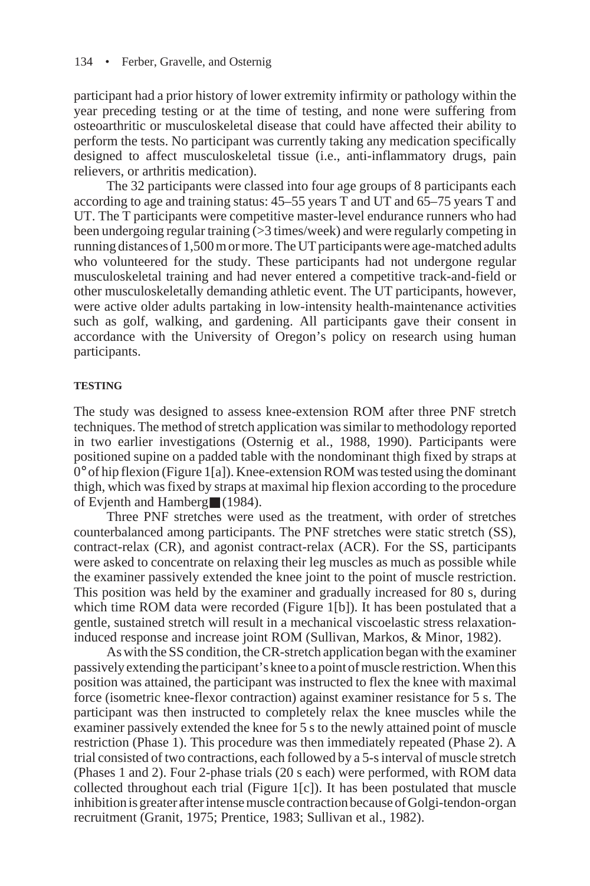participant had a prior history of lower extremity infirmity or pathology within the year preceding testing or at the time of testing, and none were suffering from osteoarthritic or musculoskeletal disease that could have affected their ability to perform the tests. No participant was currently taking any medication specifically designed to affect musculoskeletal tissue (i.e., anti-inflammatory drugs, pain relievers, or arthritis medication).

The 32 participants were classed into four age groups of 8 participants each according to age and training status: 45–55 years T and UT and 65–75 years T and UT. The T participants were competitive master-level endurance runners who had been undergoing regular training (>3 times/week) and were regularly competing in running distances of 1,500 m or more. The UT participants were age-matched adults who volunteered for the study. These participants had not undergone regular musculoskeletal training and had never entered a competitive track-and-field or other musculoskeletally demanding athletic event. The UT participants, however, were active older adults partaking in low-intensity health-maintenance activities such as golf, walking, and gardening. All participants gave their consent in accordance with the University of Oregon's policy on research using human participants.

#### TESTING

The study was designed to assess knee-extension ROM after three PNF stretch techniques. The method of stretch application was similar to methodology reported in two earlier investigations (Osternig et al., 1988, 1990). Participants were positioned supine on a padded table with the nondominant thigh fixed by straps at 0° of hip flexion (Figure 1[a]). Knee-extension ROM was tested using the dominant thigh, which was fixed by straps at maximal hip flexion according to the procedure of Evjenth and Hamberg■ (1984).

Three PNF stretches were used as the treatment, with order of stretches counterbalanced among participants. The PNF stretches were static stretch (SS), contract-relax (CR), and agonist contract-relax (ACR). For the SS, participants were asked to concentrate on relaxing their leg muscles as much as possible while the examiner passively extended the knee joint to the point of muscle restriction. This position was held by the examiner and gradually increased for 80 s, during which time ROM data were recorded (Figure 1[b]). It has been postulated that a gentle, sustained stretch will result in a mechanical viscoelastic stress relaxation-induced response and increase joint ROM (Sullivan, Markos, & Minor, 1982).

As with the SS condition, the CR-stretch application began with the examiner passively extending the participant's knee to a point of muscle restriction. When this position was attained, the participant was instructed to flex the knee with maximal force (isometric knee-flexor contraction) against examiner resistance for 5 s. The participant was then instructed to completely relax the knee muscles while the examiner passively extended the knee for 5 s to the newly attained point of muscle restriction (Phase 1). This procedure was then immediately repeated (Phase 2). A trial consisted of two contractions, each followed by a 5-s interval of muscle stretch (Phases 1 and 2). Four 2-phase trials (20 s each) were performed, with ROM data collected throughout each trial (Figure 1[c]). It has been postulated that muscle inhibition is greater after intense muscle contraction because of Golgi-tendon-organ recruitment (Granit, 1975; Prentice, 1983; Sullivan et al., 1982).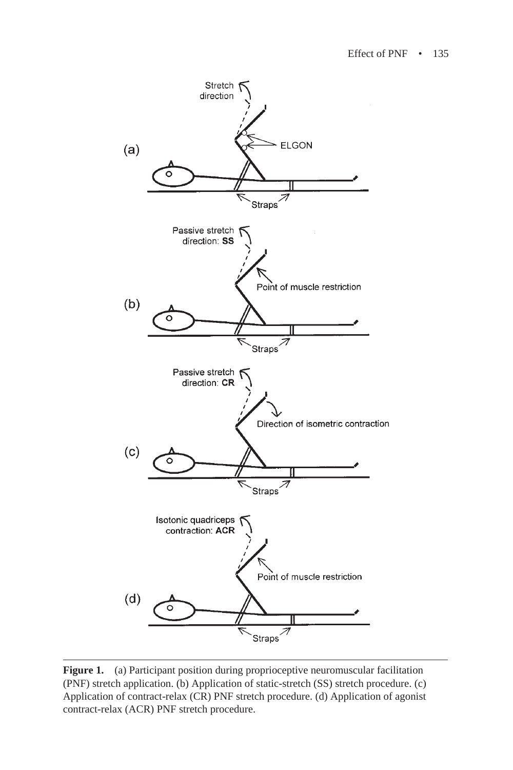**Figure 1.** (a) Participant position during proprioceptive neuromuscular facilitation (PNF) stretch application. (b) Application of static-stretch (SS) stretch procedure. (c) Application of contract-relax (CR) PNF stretch procedure. (d) Application of agonist contract-relax (ACR) PNF stretch procedure.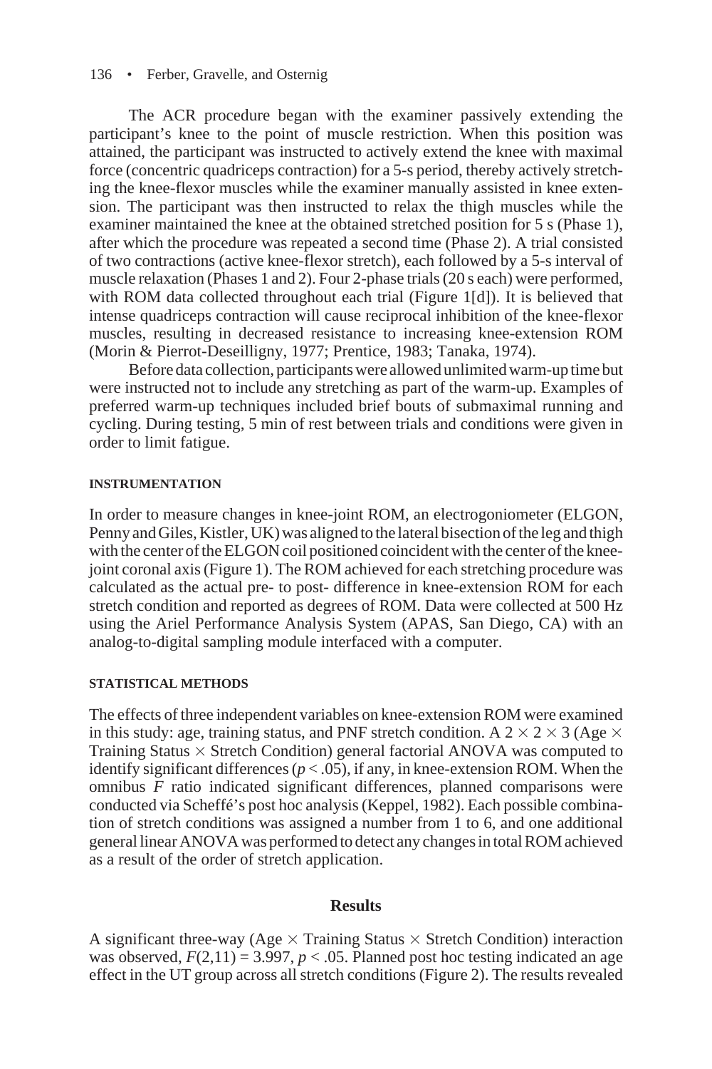The ACR procedure began with the examiner passively extending the participant's knee to the point of muscle restriction. When this position was attained, the participant was instructed to actively extend the knee with maximal force (concentric quadriceps contraction) for a 5-s period, thereby actively stretching the knee-flexor muscles while the examiner manually assisted in knee extension. The participant was then instructed to relax the thigh muscles while the examiner maintained the knee at the obtained stretched position for 5 s (Phase 1), after which the procedure was repeated a second time (Phase 2). A trial consisted of two contractions (active knee-flexor stretch), each followed by a 5-s interval of muscle relaxation (Phases 1 and 2). Four 2-phase trials (20 s each) were performed, with ROM data collected throughout each trial (Figure 1[d]). It is believed that intense quadriceps contraction will cause reciprocal inhibition of the knee-flexor muscles, resulting in decreased resistance to increasing knee-extension ROM (Morin & Pierrot-Deseilligny, 1977; Prentice, 1983; Tanaka, 1974).

Before data collection, participants were allowed unlimited warm-up time but were instructed not to include any stretching as part of the warm-up. Examples of preferred warm-up techniques included brief bouts of submaximal running and cycling. During testing, 5 min of rest between trials and conditions were given in order to limit fatigue.

### INSTRUMENTATION

In order to measure changes in knee-joint ROM, an electrogoniometer (ELGON, Penny and Giles, Kistler, UK) was aligned to the lateral bisection of the leg and thigh with the center of the ELGON coil positioned coincident with the center of the knee-joint coronal axis (Figure 1). The ROM achieved for each stretching procedure was calculated as the actual pre- to post- difference in knee-extension ROM for each stretch condition and reported as degrees of ROM. Data were collected at 500 Hz using the Ariel Performance Analysis System (APAS, San Diego, CA) with an analog-to-digital sampling module interfaced with a computer.

### STATISTICAL METHODS

The effects of three independent variables on knee-extension ROM were examined in this study: age, training status, and PNF stretch condition. A $2 \times 2 \times 3$ (Age $\times$ Training Status $\times$ Stretch Condition) general factorial ANOVA was computed to identify significant differences ($p < .05$), if any, in knee-extension ROM. When the omnibus $F$ ratio indicated significant differences, planned comparisons were conducted via Scheffé's post hoc analysis (Keppel, 1982). Each possible combination of stretch conditions was assigned a number from 1 to 6, and one additional general linear ANOVA was performed to detect any changes in total ROM achieved as a result of the order of stretch application.

## Results

A significant three-way (Age $\times$ Training Status $\times$ Stretch Condition) interaction was observed, $F(2,11) = 3.997$, $p < .05$. Planned post hoc testing indicated an age effect in the UT group across all stretch conditions (Figure 2). The results revealed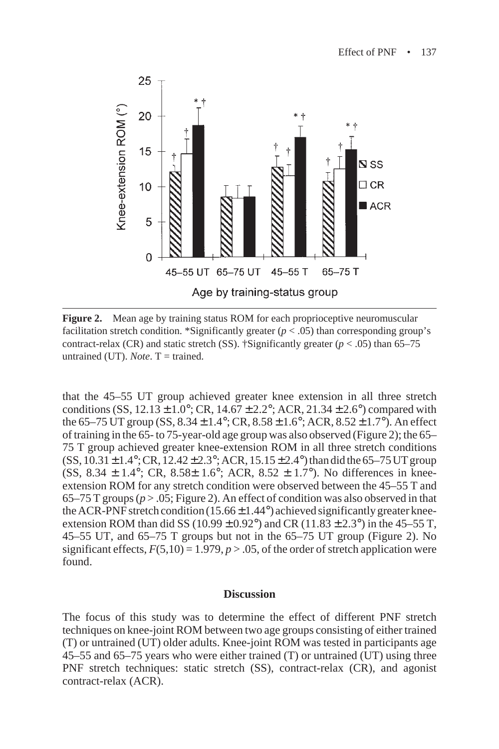**Figure 2.** Mean age by training status ROM for each proprioceptive neuromuscular facilitation stretch condition. *Significantly greater ($p < .05$) than corresponding group's contract-relax (CR) and static stretch (SS). †Significantly greater ($p < .05$) than 65–75 untrained (UT). *Note*. T = trained.

that the 45–55 UT group achieved greater knee extension in all three stretch conditions (SS, 12.13 ± 1.0°; CR, 14.67 ± 2.2°; ACR, 21.34 ± 2.6°) compared with the 65–75 UT group (SS, 8.34 ± 1.4°; CR, 8.58 ± 1.6°; ACR, 8.52 ± 1.7°). An effect of training in the 65- to 75-year-old age group was also observed (Figure 2); the 65–75 T group achieved greater knee-extension ROM in all three stretch conditions (SS, 10.31 ± 1.4°; CR, 12.42 ± 2.3°; ACR, 15.15 ± 2.4°) than did the 65–75 UT group (SS, 8.34 ± 1.4°; CR, 8.58± 1.6°; ACR, 8.52 ± 1.7°). No differences in knee-extension ROM for any stretch condition were observed between the 45–55 T and 65–75 T groups ($p > .05$; Figure 2). An effect of condition was also observed in that the ACR-PNF stretch condition (15.66 ± 1.44°) achieved significantly greater knee-extension ROM than did SS (10.99 ± 0.92°) and CR (11.83 ± 2.3°) in the 45–55 T, 45–55 UT, and 65–75 T groups but not in the 65–75 UT group (Figure 2). No significant effects, $F(5,10) = 1.979$, $p > .05$, of the order of stretch application were found.

## Discussion

The focus of this study was to determine the effect of different PNF stretch techniques on knee-joint ROM between two age groups consisting of either trained (T) or untrained (UT) older adults. Knee-joint ROM was tested in participants age 45–55 and 65–75 years who were either trained (T) or untrained (UT) using three PNF stretch techniques: static stretch (SS), contract-relax (CR), and agonist contract-relax (ACR).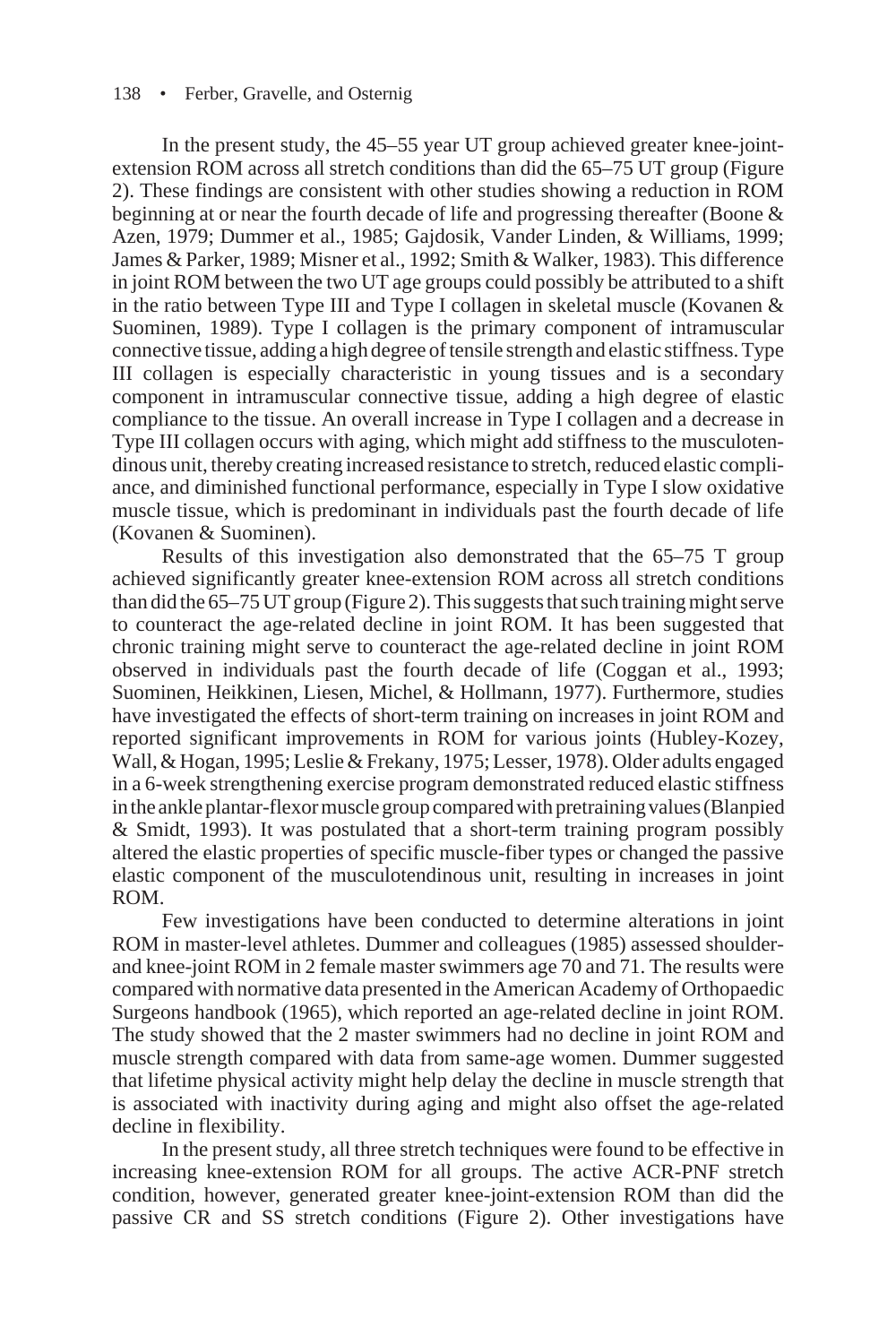In the present study, the 45–55 year UT group achieved greater knee-joint-extension ROM across all stretch conditions than did the 65–75 UT group (Figure 2). These findings are consistent with other studies showing a reduction in ROM beginning at or near the fourth decade of life and progressing thereafter (Boone & Azen, 1979; Dummer et al., 1985; Gajdosik, Vander Linden, & Williams, 1999; James & Parker, 1989; Misner et al., 1992; Smith & Walker, 1983). This difference in joint ROM between the two UT age groups could possibly be attributed to a shift in the ratio between Type III and Type I collagen in skeletal muscle (Kovanen & Suominen, 1989). Type I collagen is the primary component of intramuscular connective tissue, adding a high degree of tensile strength and elastic stiffness. Type III collagen is especially characteristic in young tissues and is a secondary component in intramuscular connective tissue, adding a high degree of elastic compliance to the tissue. An overall increase in Type I collagen and a decrease in Type III collagen occurs with aging, which might add stiffness to the musculotendinous unit, thereby creating increased resistance to stretch, reduced elastic compliance, and diminished functional performance, especially in Type I slow oxidative muscle tissue, which is predominant in individuals past the fourth decade of life (Kovanen & Suominen).

Results of this investigation also demonstrated that the 65–75 T group achieved significantly greater knee-extension ROM across all stretch conditions than did the 65–75 UT group (Figure 2). This suggests that such training might serve to counteract the age-related decline in joint ROM. It has been suggested that chronic training might serve to counteract the age-related decline in joint ROM observed in individuals past the fourth decade of life (Coggan et al., 1993; Suominen, Heikkinen, Liesen, Michel, & Hollmann, 1977). Furthermore, studies have investigated the effects of short-term training on increases in joint ROM and reported significant improvements in ROM for various joints (Hubley-Kozey, Wall, & Hogan, 1995; Leslie & Frekany, 1975; Lesser, 1978). Older adults engaged in a 6-week strengthening exercise program demonstrated reduced elastic stiffness in the ankle plantar-flexor muscle group compared with pretraining values (Blanpied & Smidt, 1993). It was postulated that a short-term training program possibly altered the elastic properties of specific muscle-fiber types or changed the passive elastic component of the musculotendinous unit, resulting in increases in joint ROM.

Few investigations have been conducted to determine alterations in joint ROM in master-level athletes. Dummer and colleagues (1985) assessed shoulder- and knee-joint ROM in 2 female master swimmers age 70 and 71. The results were compared with normative data presented in the American Academy of Orthopaedic Surgeons handbook (1965), which reported an age-related decline in joint ROM. The study showed that the 2 master swimmers had no decline in joint ROM and muscle strength compared with data from same-age women. Dummer suggested that lifetime physical activity might help delay the decline in muscle strength that is associated with inactivity during aging and might also offset the age-related decline in flexibility.

In the present study, all three stretch techniques were found to be effective in increasing knee-extension ROM for all groups. The active ACR-PNF stretch condition, however, generated greater knee-joint-extension ROM than did the passive CR and SS stretch conditions (Figure 2). Other investigations have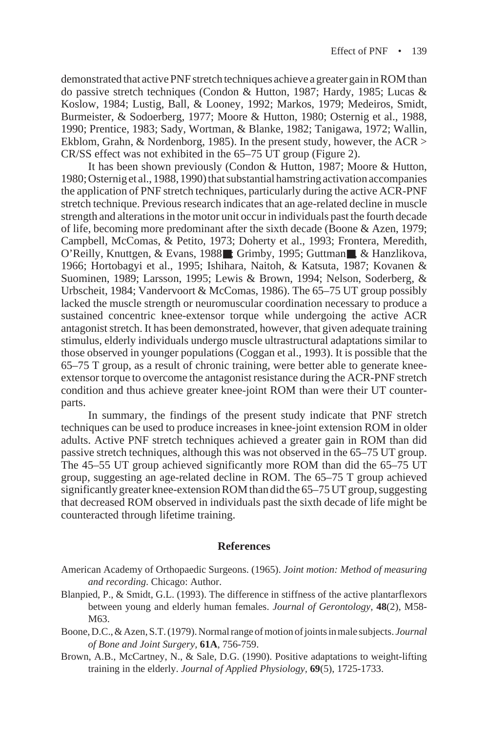demonstrated that active PNF stretch techniques achieve a greater gain in ROM than do passive stretch techniques (Condon & Hutton, 1987; Hardy, 1985; Lucas & Koslow, 1984; Lustig, Ball, & Looney, 1992; Markos, 1979; Medeiros, Smidt, Burmeister, & Sodoerberg, 1977; Moore & Hutton, 1980; Osternig et al., 1988, 1990; Prentice, 1983; Sady, Wortman, & Blanke, 1982; Tanigawa, 1972; Wallin, Ekblom, Grahn, & Nordenborg, 1985). In the present study, however, the ACR > CR/SS effect was not exhibited in the 65–75 UT group (Figure 2).

It has been shown previously (Condon & Hutton, 1987; Moore & Hutton, 1980; Osternig et al., 1988, 1990) that substantial hamstring activation accompanies the application of PNF stretch techniques, particularly during the active ACR-PNF stretch technique. Previous research indicates that an age-related decline in muscle strength and alterations in the motor unit occur in individuals past the fourth decade of life, becoming more predominant after the sixth decade (Boone & Azen, 1979; Campbell, McComas, & Petito, 1973; Doherty et al., 1993; Frontera, Meredith, O'Reilly, Knuttgen, & Evans, 1988; Grimby, 1995; Guttman, & Hanzlikova, 1966; Hortobagyi et al., 1995; Ishihara, Naitoh, & Katsuta, 1987; Kovanen & Suominen, 1989; Larsson, 1995; Lewis & Brown, 1994; Nelson, Soderberg, & Urbscheit, 1984; Vandervoort & McComas, 1986). The 65–75 UT group possibly lacked the muscle strength or neuromuscular coordination necessary to produce a sustained concentric knee-extensor torque while undergoing the active ACR antagonist stretch. It has been demonstrated, however, that given adequate training stimulus, elderly individuals undergo muscle ultrastructural adaptations similar to those observed in younger populations (Coggan et al., 1993). It is possible that the 65–75 T group, as a result of chronic training, were better able to generate knee-extensor torque to overcome the antagonist resistance during the ACR-PNF stretch condition and thus achieve greater knee-joint ROM than were their UT counterparts.

In summary, the findings of the present study indicate that PNF stretch techniques can be used to produce increases in knee-joint extension ROM in older adults. Active PNF stretch techniques achieved a greater gain in ROM than did passive stretch techniques, although this was not observed in the 65–75 UT group. The 45–55 UT group achieved significantly more ROM than did the 65–75 UT group, suggesting an age-related decline in ROM. The 65–75 T group achieved significantly greater knee-extension ROM than did the 65–75 UT group, suggesting that decreased ROM observed in individuals past the sixth decade of life might be counteracted through lifetime training.

## References

American Academy of Orthopaedic Surgeons. (1965). *Joint motion: Method of measuring and recording*. Chicago: Author.

Blanpied, P., & Smidt, G.L. (1993). The difference in stiffness of the active plantarflexors between young and elderly human females. *Journal of Gerontology*, **48**(2), M58-M63.

Boone, D.C., & Azen, S.T. (1979). Normal range of motion of joints in male subjects. *Journal of Bone and Joint Surgery*, **61A**, 756-759.

Brown, A.B., McCartney, N., & Sale, D.G. (1990). Positive adaptations to weight-lifting training in the elderly. *Journal of Applied Physiology*, **69**(5), 1725-1733.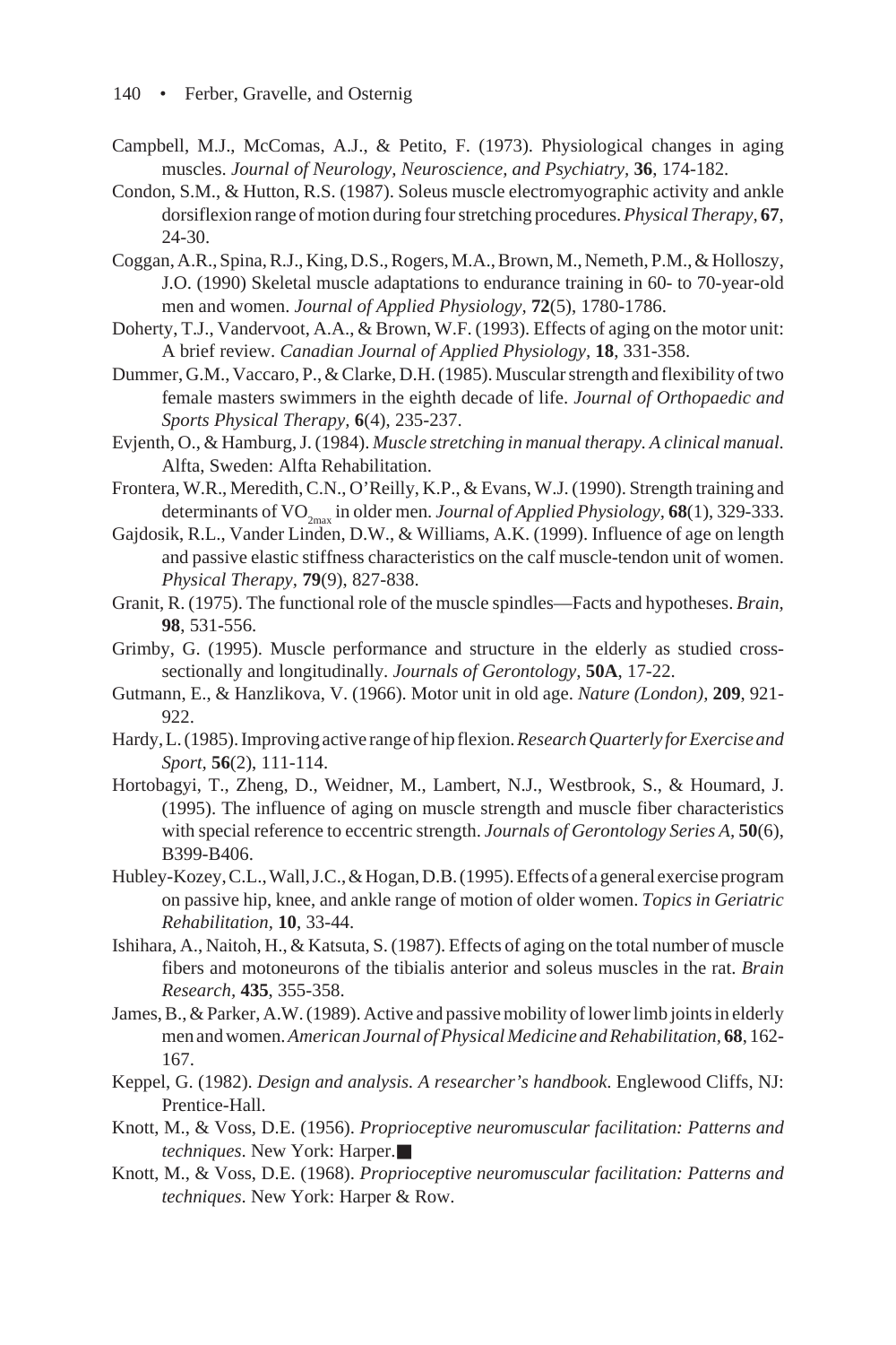Campbell, M.J., McComas, A.J., & Petito, F. (1973). Physiological changes in aging muscles. *Journal of Neurology, Neuroscience, and Psychiatry*, **36**, 174-182.

Condon, S.M., & Hutton, R.S. (1987). Soleus muscle electromyographic activity and ankle dorsiflexion range of motion during four stretching procedures. *Physical Therapy*, **67**, 24-30.

Coggan, A.R., Spina, R.J., King, D.S., Rogers, M.A., Brown, M., Nemeth, P.M., & Holloszy, J.O. (1990) Skeletal muscle adaptations to endurance training in 60- to 70-year-old men and women. *Journal of Applied Physiology*, **72**(5), 1780-1786.

Doherty, T.J., Vandervoot, A.A., & Brown, W.F. (1993). Effects of aging on the motor unit: A brief review. *Canadian Journal of Applied Physiology*, **18**, 331-358.

Dummer, G.M., Vaccaro, P., & Clarke, D.H. (1985). Muscular strength and flexibility of two female masters swimmers in the eighth decade of life. *Journal of Orthopaedic and Sports Physical Therapy*, **6**(4), 235-237.

Evjenth, O., & Hamburg, J. (1984). *Muscle stretching in manual therapy. A clinical manual*. Alfta, Sweden: Alfta Rehabilitation.

Frontera, W.R., Meredith, C.N., O'Reilly, K.P., & Evans, W.J. (1990). Strength training and determinants of $VO_{2max}$ in older men. *Journal of Applied Physiology*, **68**(1), 329-333.

Gajdosik, R.L., Vander Linden, D.W., & Williams, A.K. (1999). Influence of age on length and passive elastic stiffness characteristics on the calf muscle-tendon unit of women. *Physical Therapy*, **79**(9), 827-838.

Granit, R. (1975). The functional role of the muscle spindles—Facts and hypotheses. *Brain*, **98**, 531-556.

Grimby, G. (1995). Muscle performance and structure in the elderly as studied cross-sectionally and longitudinally. *Journals of Gerontology*, **50A**, 17-22.

Gutmann, E., & Hanzlikova, V. (1966). Motor unit in old age. *Nature (London)*, **209**, 921-922.

Hardy, L. (1985). Improving active range of hip flexion. *Research Quarterly for Exercise and Sport*, **56**(2), 111-114.

Hortobagyi, T., Zheng, D., Weidner, M., Lambert, N.J., Westbrook, S., & Houmard, J. (1995). The influence of aging on muscle strength and muscle fiber characteristics with special reference to eccentric strength. *Journals of Gerontology Series A*, **50**(6), B399-B406.

Hubley-Kozey, C.L., Wall, J.C., & Hogan, D.B. (1995). Effects of a general exercise program on passive hip, knee, and ankle range of motion of older women. *Topics in Geriatric Rehabilitation*, **10**, 33-44.

Ishihara, A., Naitoh, H., & Katsuta, S. (1987). Effects of aging on the total number of muscle fibers and motoneurons of the tibialis anterior and soleus muscles in the rat. *Brain Research*, **435**, 355-358.

James, B., & Parker, A.W. (1989). Active and passive mobility of lower limb joints in elderly men and women. *American Journal of Physical Medicine and Rehabilitation*, **68**, 162-167.

Keppel, G. (1982). *Design and analysis. A researcher's handbook*. Englewood Cliffs, NJ: Prentice-Hall.

Knott, M., & Voss, D.E. (1956). *Proprioceptive neuromuscular facilitation: Patterns and techniques*. New York: Harper.■

Knott, M., & Voss, D.E. (1968). *Proprioceptive neuromuscular facilitation: Patterns and techniques*. New York: Harper & Row.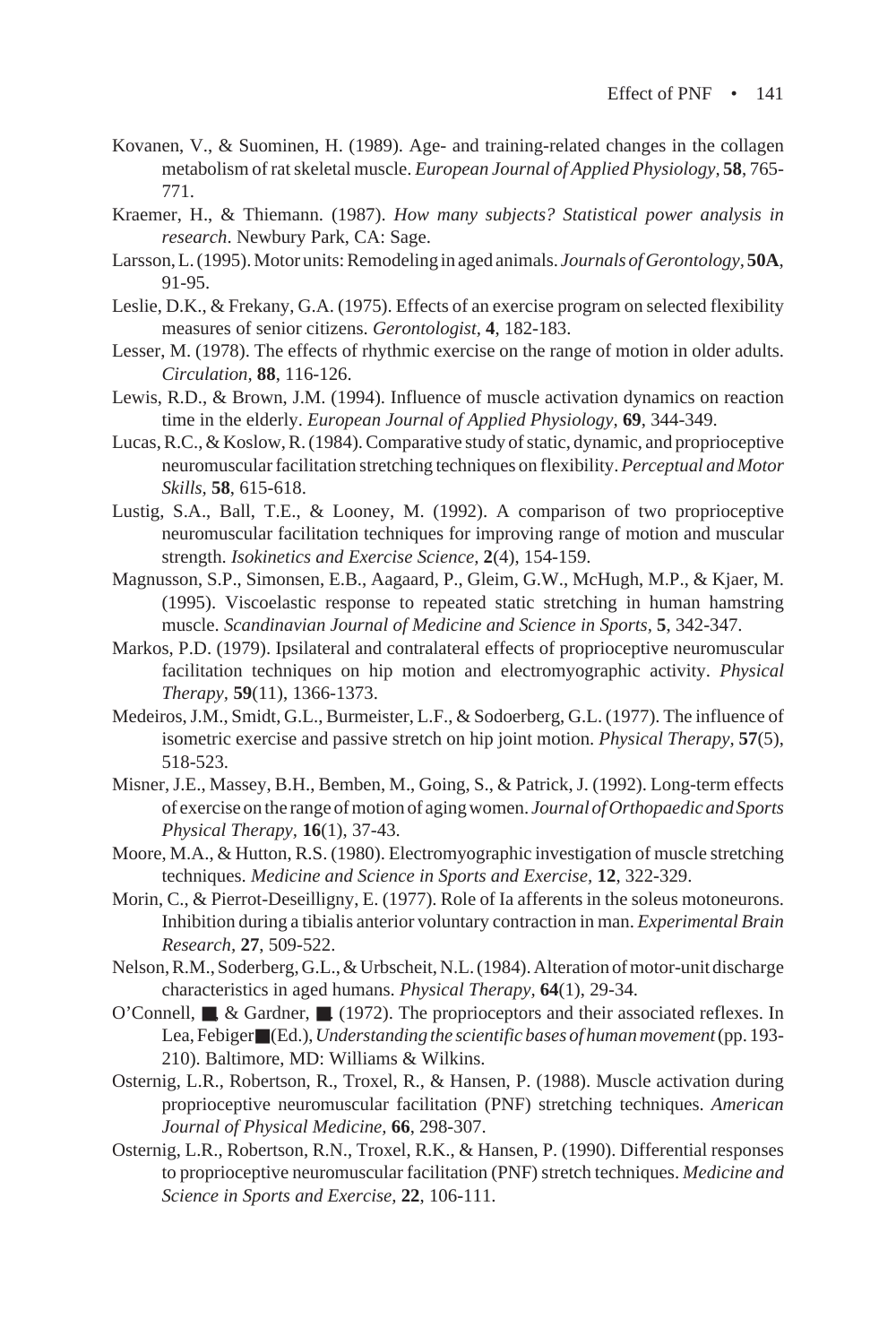Kovanen, V., & Suominen, H. (1989). Age- and training-related changes in the collagen metabolism of rat skeletal muscle. *European Journal of Applied Physiology*, **58**, 765-771.

Kraemer, H., & Thiemann. (1987). *How many subjects? Statistical power analysis in research*. Newbury Park, CA: Sage.

Larsson, L. (1995). Motor units: Remodeling in aged animals. *Journals of Gerontology*, **50A**, 91-95.

Leslie, D.K., & Frekany, G.A. (1975). Effects of an exercise program on selected flexibility measures of senior citizens. *Gerontologist*, **4**, 182-183.

Lesser, M. (1978). The effects of rhythmic exercise on the range of motion in older adults. *Circulation*, **88**, 116-126.

Lewis, R.D., & Brown, J.M. (1994). Influence of muscle activation dynamics on reaction time in the elderly. *European Journal of Applied Physiology*, **69**, 344-349.

Lucas, R.C., & Koslow, R. (1984). Comparative study of static, dynamic, and proprioceptive neuromuscular facilitation stretching techniques on flexibility. *Perceptual and Motor Skills*, **58**, 615-618.

Lustig, S.A., Ball, T.E., & Looney, M. (1992). A comparison of two proprioceptive neuromuscular facilitation techniques for improving range of motion and muscular strength. *Isokinetics and Exercise Science*, **2**(4), 154-159.

Magnusson, S.P., Simonsen, E.B., Aagaard, P., Gleim, G.W., McHugh, M.P., & Kjaer, M. (1995). Viscoelastic response to repeated static stretching in human hamstring muscle. *Scandinavian Journal of Medicine and Science in Sports*, **5**, 342-347.

Markos, P.D. (1979). Ipsilateral and contralateral effects of proprioceptive neuromuscular facilitation techniques on hip motion and electromyographic activity. *Physical Therapy*, **59**(11), 1366-1373.

Medeiros, J.M., Smidt, G.L., Burmeister, L.F., & Sodoerberg, G.L. (1977). The influence of isometric exercise and passive stretch on hip joint motion. *Physical Therapy*, **57**(5), 518-523.

Misner, J.E., Massey, B.H., Bemben, M., Going, S., & Patrick, J. (1992). Long-term effects of exercise on the range of motion of aging women. *Journal of Orthopaedic and Sports Physical Therapy*, **16**(1), 37-43.

Moore, M.A., & Hutton, R.S. (1980). Electromyographic investigation of muscle stretching techniques. *Medicine and Science in Sports and Exercise*, **12**, 322-329.

Morin, C., & Pierrot-Deseilligny, E. (1977). Role of Ia afferents in the soleus motoneurons. Inhibition during a tibialis anterior voluntary contraction in man. *Experimental Brain Research*, **27**, 509-522.

Nelson, R.M., Soderberg, G.L., & Urbscheit, N.L. (1984). Alteration of motor-unit discharge characteristics in aged humans. *Physical Therapy*, **64**(1), 29-34.

O'Connell, ■, & Gardner, ■. (1972). The proprioceptors and their associated reflexes. In Lea, Febiger■(Ed.), *Understanding the scientific bases of human movement* (pp. 193-210). Baltimore, MD: Williams & Wilkins.

Osternig, L.R., Robertson, R., Troxel, R., & Hansen, P. (1988). Muscle activation during proprioceptive neuromuscular facilitation (PNF) stretching techniques. *American Journal of Physical Medicine*, **66**, 298-307.

Osternig, L.R., Robertson, R.N., Troxel, R.K., & Hansen, P. (1990). Differential responses to proprioceptive neuromuscular facilitation (PNF) stretch techniques. *Medicine and Science in Sports and Exercise*, **22**, 106-111.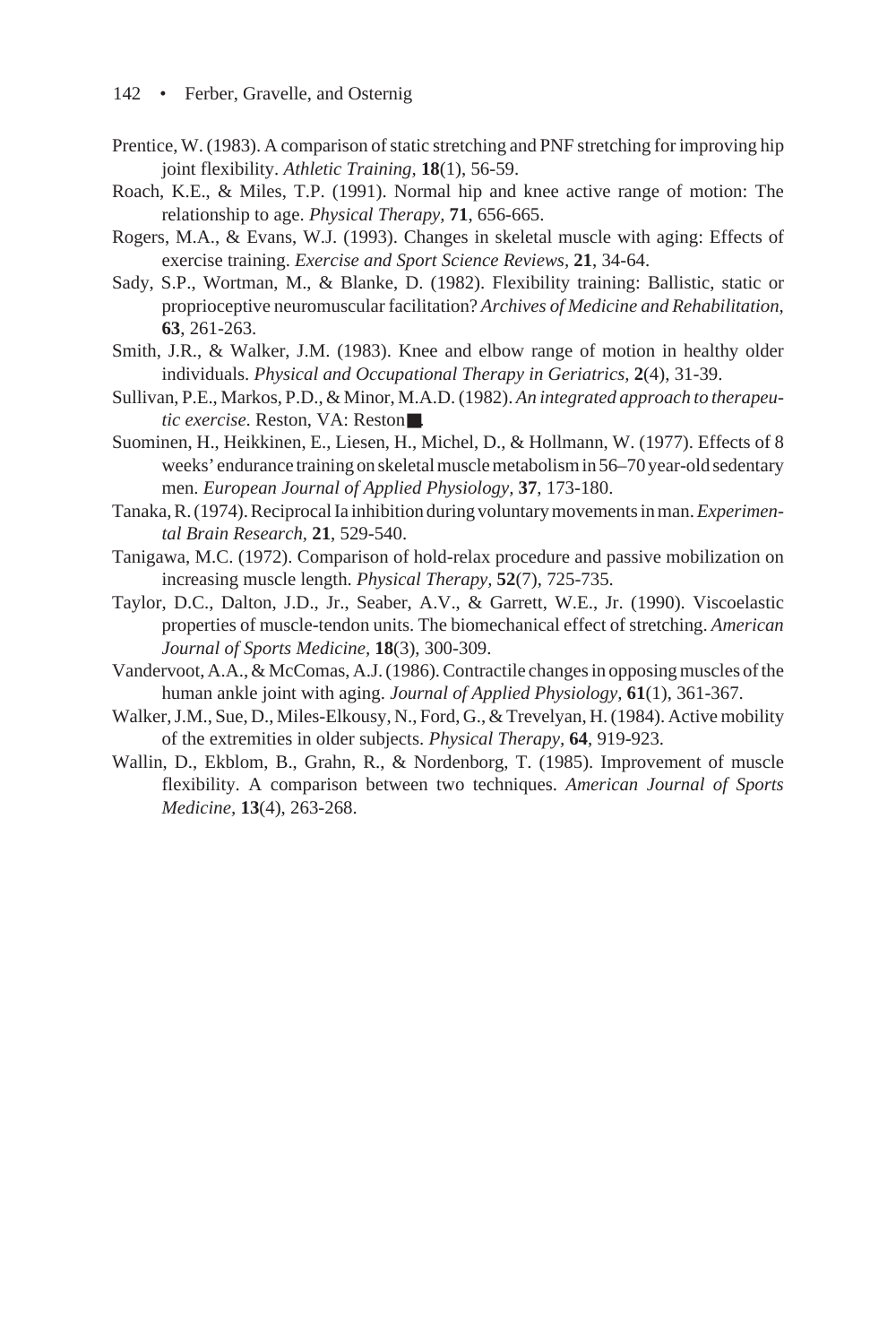Prentice, W. (1983). A comparison of static stretching and PNF stretching for improving hip joint flexibility. *Athletic Training*, **18**(1), 56-59.

Roach, K.E., & Miles, T.P. (1991). Normal hip and knee active range of motion: The relationship to age. *Physical Therapy*, **71**, 656-665.

Rogers, M.A., & Evans, W.J. (1993). Changes in skeletal muscle with aging: Effects of exercise training. *Exercise and Sport Science Reviews*, **21**, 34-64.

Sady, S.P., Wortman, M., & Blanke, D. (1982). Flexibility training: Ballistic, static or proprioceptive neuromuscular facilitation? *Archives of Medicine and Rehabilitation*, **63**, 261-263.

Smith, J.R., & Walker, J.M. (1983). Knee and elbow range of motion in healthy older individuals. *Physical and Occupational Therapy in Geriatrics*, **2**(4), 31-39.

Sullivan, P.E., Markos, P.D., & Minor, M.A.D. (1982). *An integrated approach to therapeutic exercise*. Reston, VA: Reston.

Suominen, H., Heikkinen, E., Liesen, H., Michel, D., & Hollmann, W. (1977). Effects of 8 weeks' endurance training on skeletal muscle metabolism in 56–70 year-old sedentary men. *European Journal of Applied Physiology*, **37**, 173-180.

Tanaka, R. (1974). Reciprocal Ia inhibition during voluntary movements in man. *Experimental Brain Research*, **21**, 529-540.

Tanigawa, M.C. (1972). Comparison of hold-relax procedure and passive mobilization on increasing muscle length. *Physical Therapy*, **52**(7), 725-735.

Taylor, D.C., Dalton, J.D., Jr., Seaber, A.V., & Garrett, W.E., Jr. (1990). Viscoelastic properties of muscle-tendon units. The biomechanical effect of stretching. *American Journal of Sports Medicine*, **18**(3), 300-309.

Vandervoot, A.A., & McComas, A.J. (1986). Contractile changes in opposing muscles of the human ankle joint with aging. *Journal of Applied Physiology*, **61**(1), 361-367.

Walker, J.M., Sue, D., Miles-Elkousy, N., Ford, G., & Trevelyan, H. (1984). Active mobility of the extremities in older subjects. *Physical Therapy*, **64**, 919-923.

Wallin, D., Ekblom, B., Grahn, R., & Nordenborg, T. (1985). Improvement of muscle flexibility. A comparison between two techniques. *American Journal of Sports Medicine*, **13**(4), 263-268.